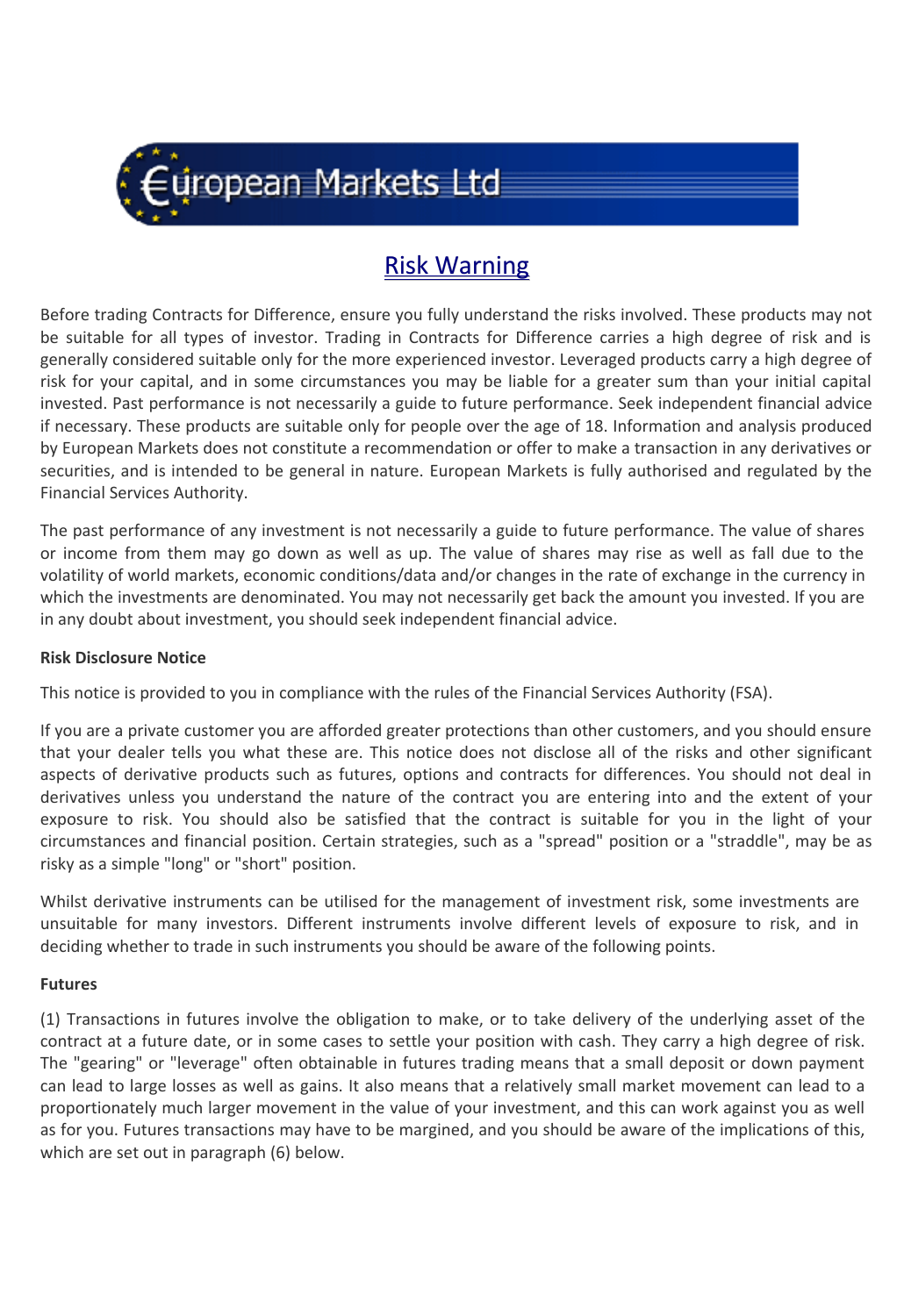# European Markets Ltd

## Risk Warning

Before trading Contracts for Difference, ensure you fully understand the risks involved. These products may not be suitable for all types of investor. Trading in Contracts for Difference carries a high degree of risk and is generally considered suitable only for the more experienced investor. Leveraged products carry a high degree of risk for your capital, and in some circumstances you may be liable for a greater sum than your initial capital invested. Past performance is not necessarily a guide to future performance. Seek independent financial advice if necessary. These products are suitable only for people over the age of 18. Information and analysis produced by European Markets does not constitute a recommendation or offer to make a transaction in any derivatives or securities, and is intended to be general in nature. European Markets is fully authorised and regulated by the Financial Services Authority.

The past performance of any investment is not necessarily a guide to future performance. The value of shares or income from them may go down as well as up. The value of shares may rise as well as fall due to the volatility of world markets, economic conditions/data and/or changes in the rate of exchange in the currency in which the investments are denominated. You may not necessarily get back the amount you invested. If you are in any doubt about investment, you should seek independent financial advice.

**Risk Disclosure Notice**

This notice is provided to you in compliance with the rules of the Financial Services Authority (FSA).

If you are a private customer you are afforded greater protections than other customers, and you should ensure that your dealer tells you what these are. This notice does not disclose all of the risks and other significant aspects of derivative products such as futures, options and contracts for differences. You should not deal in derivatives unless you understand the nature of the contract you are entering into and the extent of your exposure to risk. You should also be satisfied that the contract is suitable for you in the light of your circumstances and financial position. Certain strategies, such as a "spread" position or a "straddle", may be as risky as a simple "long" or "short" position.

Whilst derivative instruments can be utilised for the management of investment risk, some investments are unsuitable for many investors. Different instruments involve different levels of exposure to risk, and in deciding whether to trade in such instruments you should be aware of the following points.

**Futures**

(1) Transactions in futures involve the obligation to make, or to take delivery of the underlying asset of the contract at a future date, or in some cases to settle your position with cash. They carry a high degree of risk. The "gearing" or "leverage" often obtainable in futures trading means that a small deposit or down payment can lead to large losses as well as gains. It also means that a relatively small market movement can lead to a proportionately much larger movement in the value of your investment, and this can work against you as well as for you. Futures transactions may have to be margined, and you should be aware of the implications of this, which are set out in paragraph (6) below.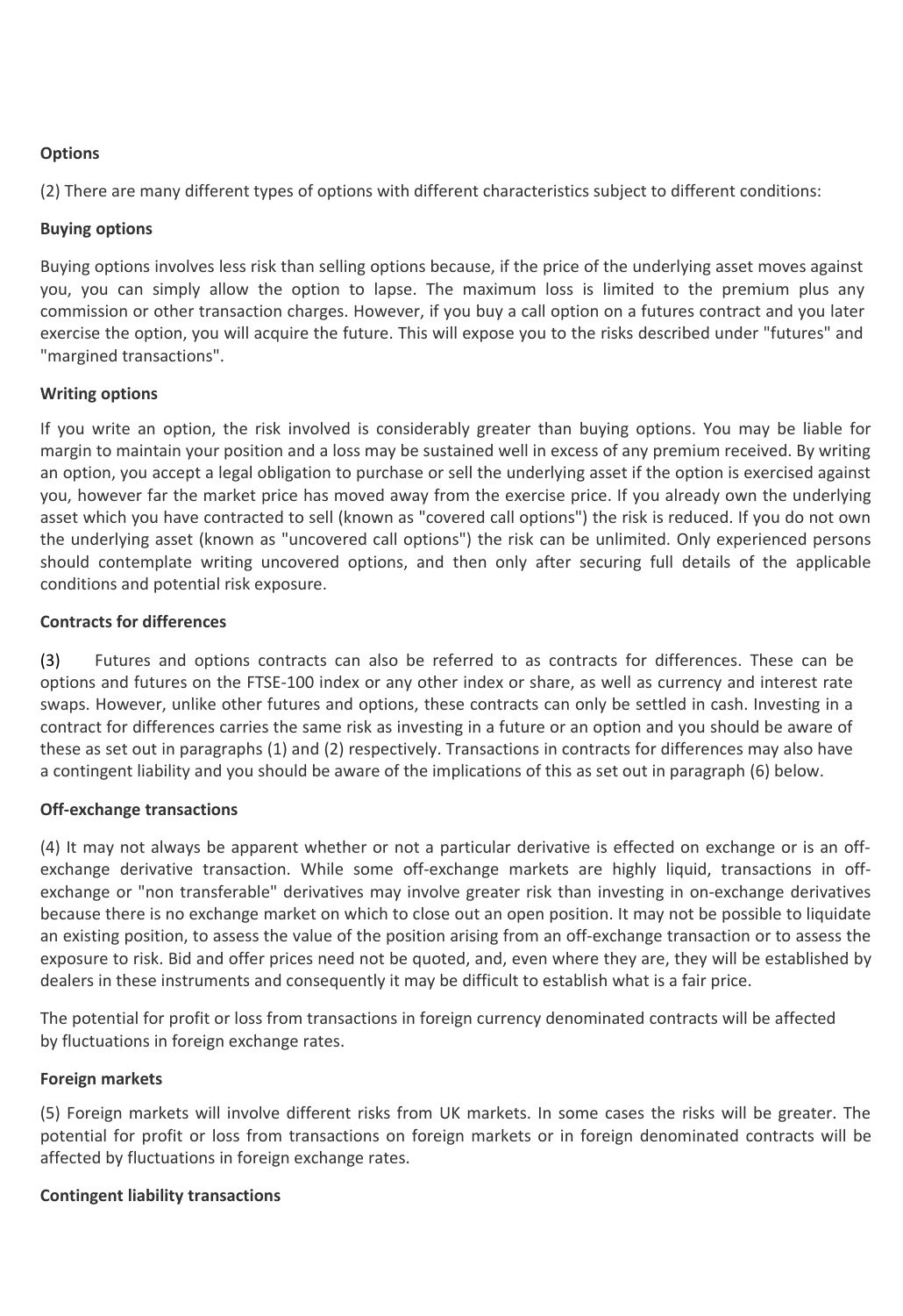**Options**

(2) There are many different types of options with different characteristics subject to different conditions:

**Buying options**

Buying options involves less risk than selling options because, if the price of the underlying asset moves against you, you can simply allow the option to lapse. The maximum loss is limited to the premium plus any commission or other transaction charges. However, if you buy a call option on a futures contract and you later exercise the option, you will acquire the future. This will expose you to the risks described under "futures" and "margined transactions".

**Writing options**

If you write an option, the risk involved is considerably greater than buying options. You may be liable for margin to maintain your position and a loss may be sustained well in excess of any premium received. By writing an option, you accept a legal obligation to purchase or sell the underlying asset if the option is exercised against you, however far the market price has moved away from the exercise price. If you already own the underlying asset which you have contracted to sell (known as "covered call options") the risk is reduced. If you do not own the underlying asset (known as "uncovered call options") the risk can be unlimited. Only experienced persons should contemplate writing uncovered options, and then only after securing full details of the applicable conditions and potential risk exposure.

**Contracts for differences**

(3) Futures and options contracts can also be referred to as contracts for differences. These can be options and futures on the FTSE-100 index or any other index or share, as well as currency and interest rate swaps. However, unlike other futures and options, these contracts can only be settled in cash. Investing in a contract for differences carries the same risk as investing in a future or an option and you should be aware of these as set out in paragraphs (1) and (2) respectively. Transactions in contracts for differences may also have a contingent liability and you should be aware of the implications of this as set out in paragraph (6) below.

**Off-exchange transactions**

(4) It may not always be apparent whether or not a particular derivative is effected on exchange or is an off-exchange derivative transaction. While some off-exchange markets are highly liquid, transactions in off-exchange or "non transferable" derivatives may involve greater risk than investing in on-exchange derivatives because there is no exchange market on which to close out an open position. It may not be possible to liquidate an existing position, to assess the value of the position arising from an off-exchange transaction or to assess the exposure to risk. Bid and offer prices need not be quoted, and, even where they are, they will be established by dealers in these instruments and consequently it may be difficult to establish what is a fair price.

The potential for profit or loss from transactions in foreign currency denominated contracts will be affected by fluctuations in foreign exchange rates.

**Foreign markets**

(5) Foreign markets will involve different risks from UK markets. In some cases the risks will be greater. The potential for profit or loss from transactions on foreign markets or in foreign denominated contracts will be affected by fluctuations in foreign exchange rates.

**Contingent liability transactions**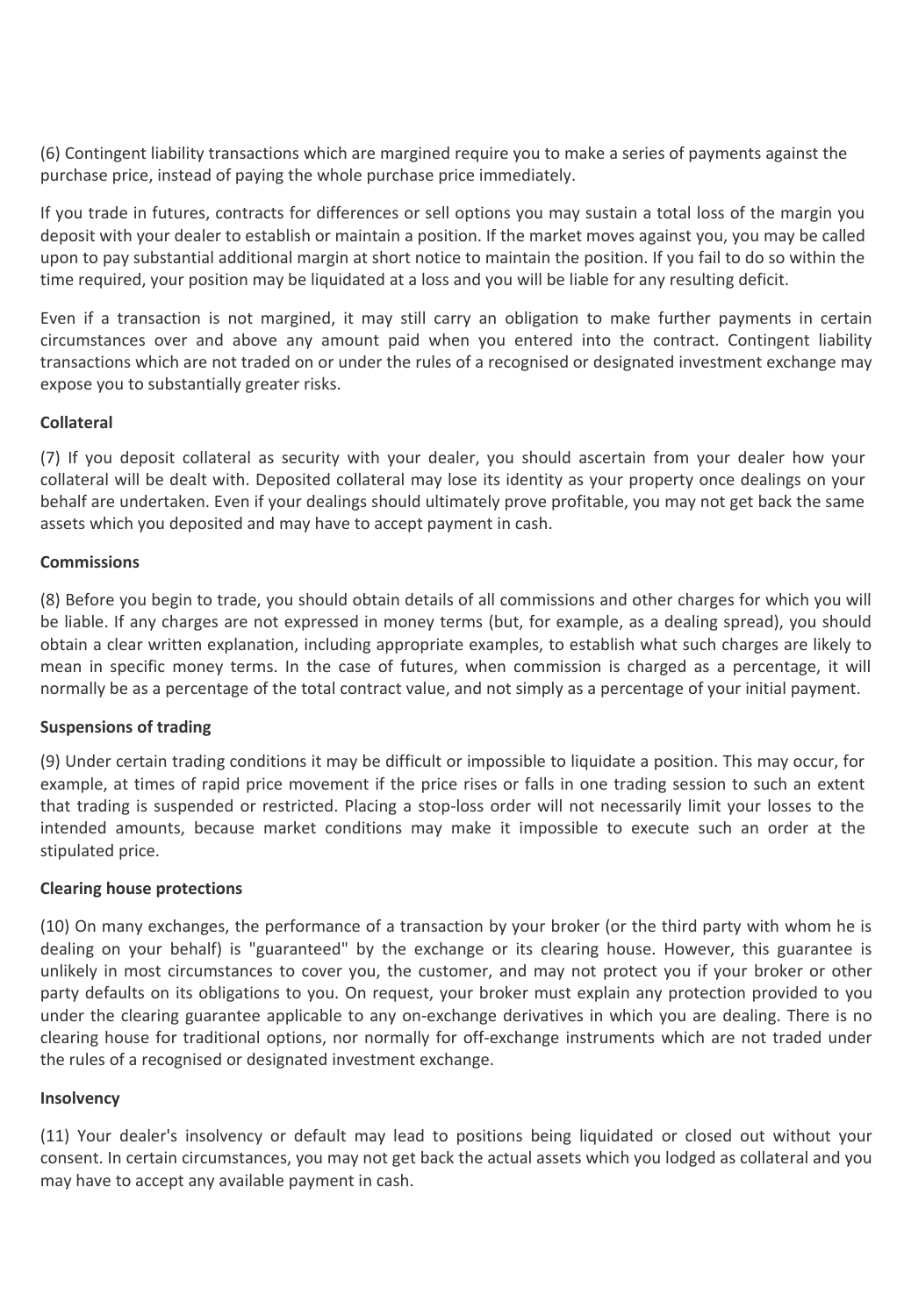(6) Contingent liability transactions which are margined require you to make a series of payments against the purchase price, instead of paying the whole purchase price immediately.

If you trade in futures, contracts for differences or sell options you may sustain a total loss of the margin you deposit with your dealer to establish or maintain a position. If the market moves against you, you may be called upon to pay substantial additional margin at short notice to maintain the position. If you fail to do so within the time required, your position may be liquidated at a loss and you will be liable for any resulting deficit.

Even if a transaction is not margined, it may still carry an obligation to make further payments in certain circumstances over and above any amount paid when you entered into the contract. Contingent liability transactions which are not traded on or under the rules of a recognised or designated investment exchange may expose you to substantially greater risks.

**Collateral**

(7) If you deposit collateral as security with your dealer, you should ascertain from your dealer how your collateral will be dealt with. Deposited collateral may lose its identity as your property once dealings on your behalf are undertaken. Even if your dealings should ultimately prove profitable, you may not get back the same assets which you deposited and may have to accept payment in cash.

**Commissions**

(8) Before you begin to trade, you should obtain details of all commissions and other charges for which you will be liable. If any charges are not expressed in money terms (but, for example, as a dealing spread), you should obtain a clear written explanation, including appropriate examples, to establish what such charges are likely to mean in specific money terms. In the case of futures, when commission is charged as a percentage, it will normally be as a percentage of the total contract value, and not simply as a percentage of your initial payment.

**Suspensions of trading**

(9) Under certain trading conditions it may be difficult or impossible to liquidate a position. This may occur, for example, at times of rapid price movement if the price rises or falls in one trading session to such an extent that trading is suspended or restricted. Placing a stop-loss order will not necessarily limit your losses to the intended amounts, because market conditions may make it impossible to execute such an order at the stipulated price.

**Clearing house protections**

(10) On many exchanges, the performance of a transaction by your broker (or the third party with whom he is dealing on your behalf) is "guaranteed" by the exchange or its clearing house. However, this guarantee is unlikely in most circumstances to cover you, the customer, and may not protect you if your broker or other party defaults on its obligations to you. On request, your broker must explain any protection provided to you under the clearing guarantee applicable to any on-exchange derivatives in which you are dealing. There is no clearing house for traditional options, nor normally for off-exchange instruments which are not traded under the rules of a recognised or designated investment exchange.

**Insolvency**

(11) Your dealer's insolvency or default may lead to positions being liquidated or closed out without your consent. In certain circumstances, you may not get back the actual assets which you lodged as collateral and you may have to accept any available payment in cash.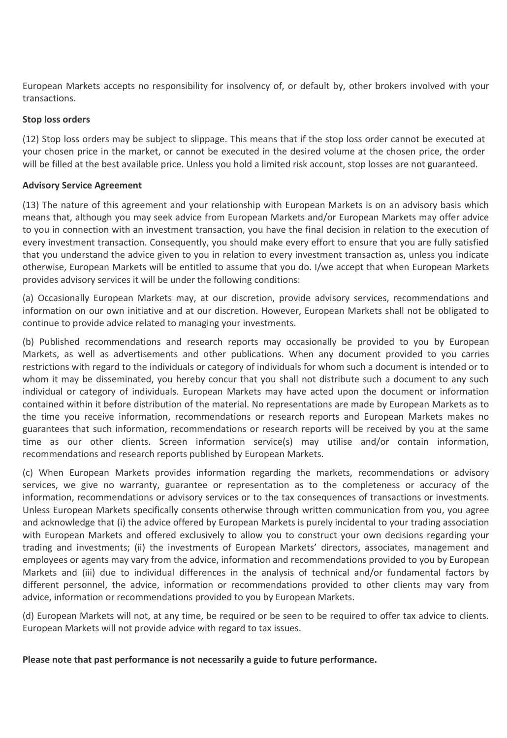European Markets accepts no responsibility for insolvency of, or default by, other brokers involved with your transactions.

**Stop loss orders**

(12) Stop loss orders may be subject to slippage. This means that if the stop loss order cannot be executed at your chosen price in the market, or cannot be executed in the desired volume at the chosen price, the order will be filled at the best available price. Unless you hold a limited risk account, stop losses are not guaranteed.

**Advisory Service Agreement**

(13) The nature of this agreement and your relationship with European Markets is on an advisory basis which means that, although you may seek advice from European Markets and/or European Markets may offer advice to you in connection with an investment transaction, you have the final decision in relation to the execution of every investment transaction. Consequently, you should make every effort to ensure that you are fully satisfied that you understand the advice given to you in relation to every investment transaction as, unless you indicate otherwise, European Markets will be entitled to assume that you do. I/we accept that when European Markets provides advisory services it will be under the following conditions:

(a) Occasionally European Markets may, at our discretion, provide advisory services, recommendations and information on our own initiative and at our discretion. However, European Markets shall not be obligated to continue to provide advice related to managing your investments.

(b) Published recommendations and research reports may occasionally be provided to you by European Markets, as well as advertisements and other publications. When any document provided to you carries restrictions with regard to the individuals or category of individuals for whom such a document is intended or to whom it may be disseminated, you hereby concur that you shall not distribute such a document to any such individual or category of individuals. European Markets may have acted upon the document or information contained within it before distribution of the material. No representations are made by European Markets as to the time you receive information, recommendations or research reports and European Markets makes no guarantees that such information, recommendations or research reports will be received by you at the same time as our other clients. Screen information service(s) may utilise and/or contain information, recommendations and research reports published by European Markets.

(c) When European Markets provides information regarding the markets, recommendations or advisory services, we give no warranty, guarantee or representation as to the completeness or accuracy of the information, recommendations or advisory services or to the tax consequences of transactions or investments. Unless European Markets specifically consents otherwise through written communication from you, you agree and acknowledge that (i) the advice offered by European Markets is purely incidental to your trading association with European Markets and offered exclusively to allow you to construct your own decisions regarding your trading and investments; (ii) the investments of European Markets' directors, associates, management and employees or agents may vary from the advice, information and recommendations provided to you by European Markets and (iii) due to individual differences in the analysis of technical and/or fundamental factors by different personnel, the advice, information or recommendations provided to other clients may vary from advice, information or recommendations provided to you by European Markets.

(d) European Markets will not, at any time, be required or be seen to be required to offer tax advice to clients. European Markets will not provide advice with regard to tax issues.

**Please note that past performance is not necessarily a guide to future performance.**